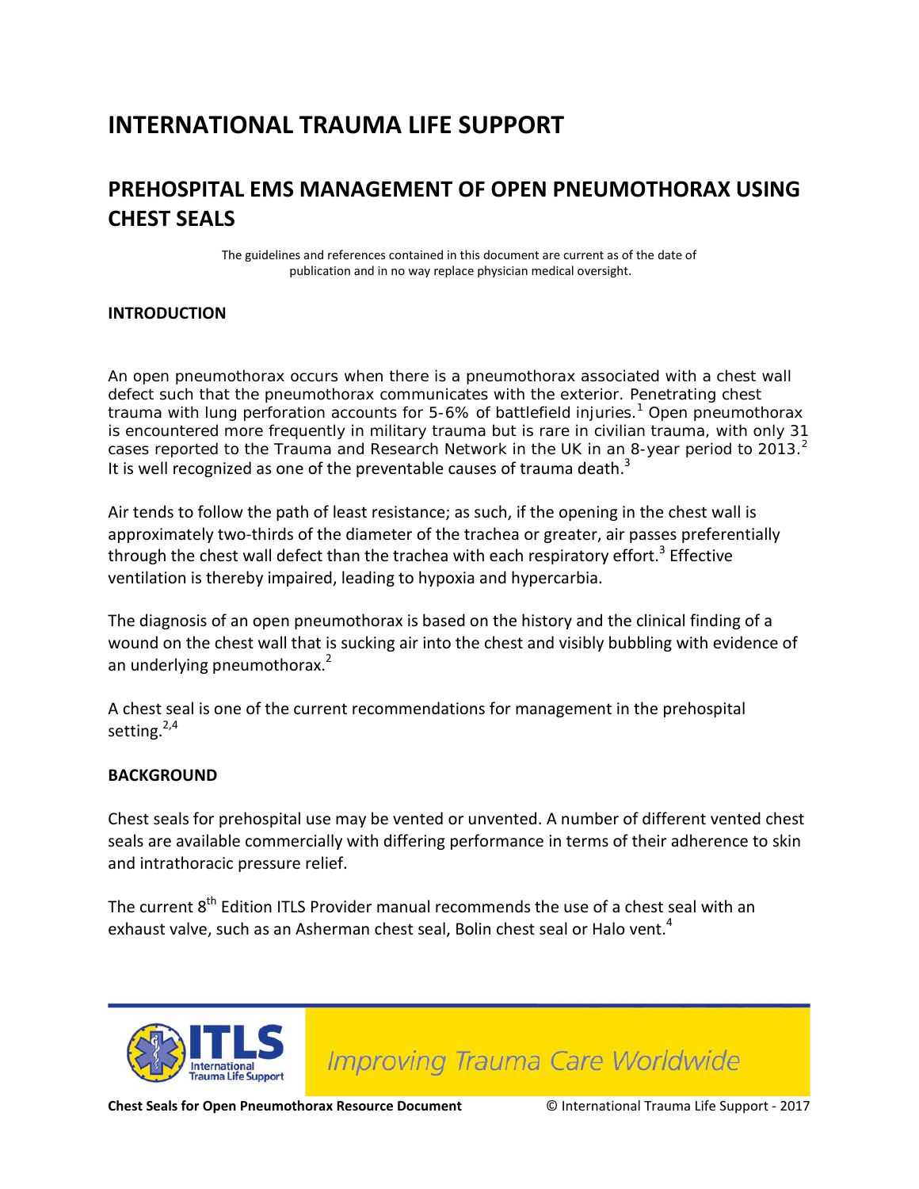# INTERNATIONAL TRAUMA LIFE SUPPORT

## PREHOSPITAL EMS MANAGEMENT OF OPEN PNEUMOTHORAX USING CHEST SEALS

The guidelines and references contained in this document are current as of the date of publication and in no way replace physician medical oversight.

### INTRODUCTION

An open pneumothorax occurs when there is a pneumothorax associated with a chest wall defect such that the pneumothorax communicates with the exterior. Penetrating chest trauma with lung perforation accounts for 5-6% of battlefield injuries.[1] Open pneumothorax is encountered more frequently in military trauma but is rare in civilian trauma, with only 31 cases reported to the Trauma and Research Network in the UK in an 8-year period to 2013.[2] It is well recognized as one of the preventable causes of trauma death.[3]

Air tends to follow the path of least resistance; as such, if the opening in the chest wall is approximately two-thirds of the diameter of the trachea or greater, air passes preferentially through the chest wall defect than the trachea with each respiratory effort.[3] Effective ventilation is thereby impaired, leading to hypoxia and hypercarbia.

The diagnosis of an open pneumothorax is based on the history and the clinical finding of a wound on the chest wall that is sucking air into the chest and visibly bubbling with evidence of an underlying pneumothorax.[2]

A chest seal is one of the current recommendations for management in the prehospital setting.[2,4]

### BACKGROUND

Chest seals for prehospital use may be vented or unvented. A number of different vented chest seals are available commercially with differing performance in terms of their adherence to skin and intrathoracic pressure relief.

The current 8th Edition ITLS Provider manual recommends the use of a chest seal with an exhaust valve, such as an Asherman chest seal, Bolin chest seal or Halo vent.[4]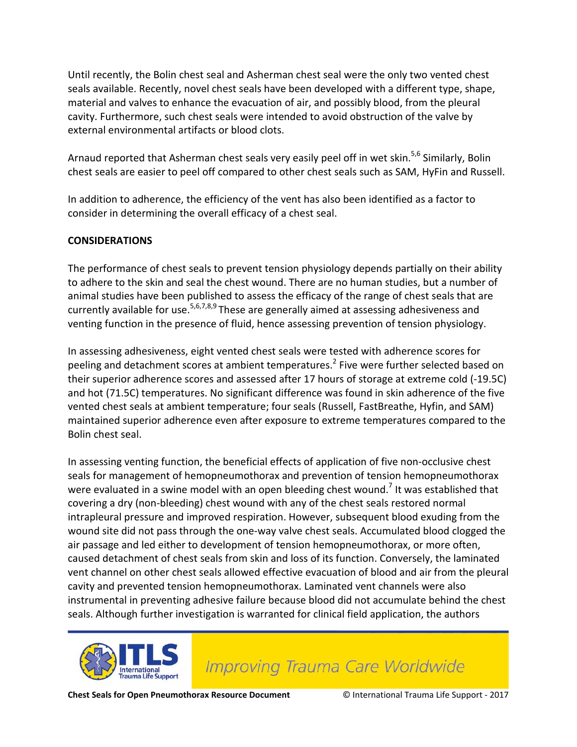Until recently, the Bolin chest seal and Asherman chest seal were the only two vented chest seals available. Recently, novel chest seals have been developed with a different type, shape, material and valves to enhance the evacuation of air, and possibly blood, from the pleural cavity. Furthermore, such chest seals were intended to avoid obstruction of the valve by external environmental artifacts or blood clots.

Arnaud reported that Asherman chest seals very easily peel off in wet skin.[5,6] Similarly, Bolin chest seals are easier to peel off compared to other chest seals such as SAM, HyFin and Russell.

In addition to adherence, the efficiency of the vent has also been identified as a factor to consider in determining the overall efficacy of a chest seal.

**CONSIDERATIONS**

The performance of chest seals to prevent tension physiology depends partially on their ability to adhere to the skin and seal the chest wound. There are no human studies, but a number of animal studies have been published to assess the efficacy of the range of chest seals that are currently available for use.[5,6,7,8,9] These are generally aimed at assessing adhesiveness and venting function in the presence of fluid, hence assessing prevention of tension physiology.

In assessing adhesiveness, eight vented chest seals were tested with adherence scores for peeling and detachment scores at ambient temperatures.[2] Five were further selected based on their superior adherence scores and assessed after 17 hours of storage at extreme cold (-19.5C) and hot (71.5C) temperatures. No significant difference was found in skin adherence of the five vented chest seals at ambient temperature; four seals (Russell, FastBreathe, Hyfin, and SAM) maintained superior adherence even after exposure to extreme temperatures compared to the Bolin chest seal.

In assessing venting function, the beneficial effects of application of five non-occlusive chest seals for management of hemopneumothorax and prevention of tension hemopneumothorax were evaluated in a swine model with an open bleeding chest wound.[7] It was established that covering a dry (non-bleeding) chest wound with any of the chest seals restored normal intrapleural pressure and improved respiration. However, subsequent blood exuding from the wound site did not pass through the one-way valve chest seals. Accumulated blood clogged the air passage and led either to development of tension hemopneumothorax, or more often, caused detachment of chest seals from skin and loss of its function. Conversely, the laminated vent channel on other chest seals allowed effective evacuation of blood and air from the pleural cavity and prevented tension hemopneumothorax. Laminated vent channels were also instrumental in preventing adhesive failure because blood did not accumulate behind the chest seals. Although further investigation is warranted for clinical field application, the authors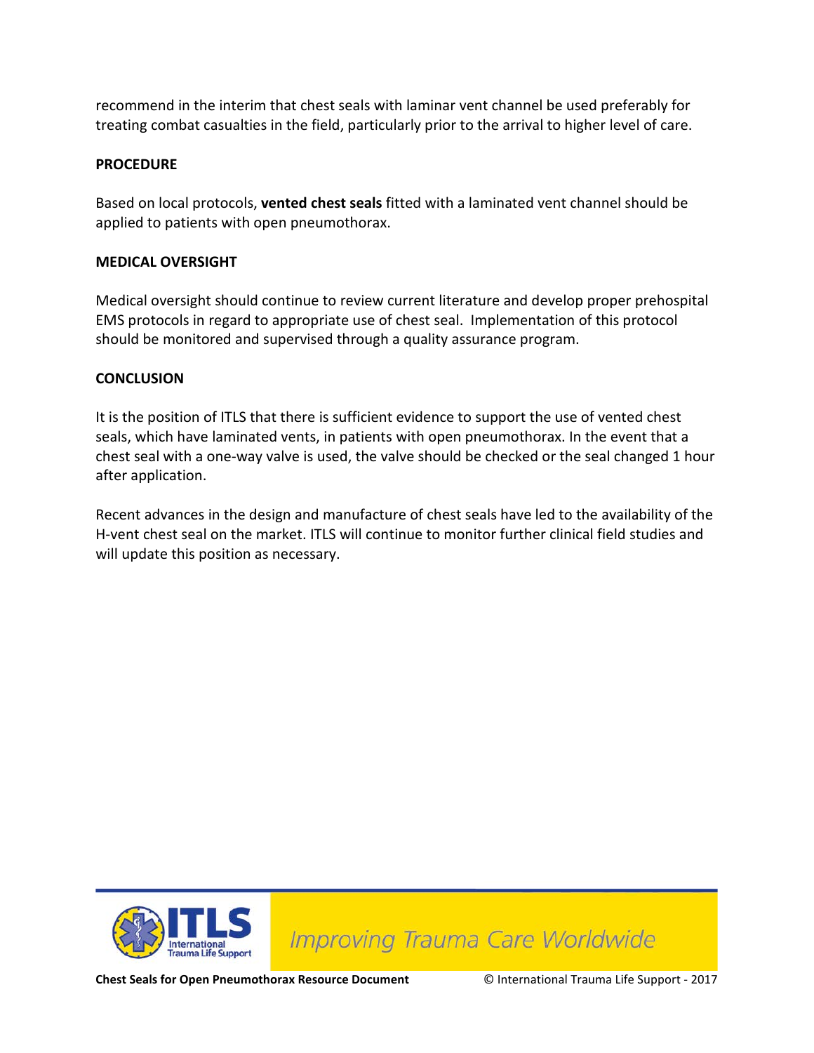recommend in the interim that chest seals with laminar vent channel be used preferably for treating combat casualties in the field, particularly prior to the arrival to higher level of care.

**PROCEDURE**

Based on local protocols, **vented chest seals** fitted with a laminated vent channel should be applied to patients with open pneumothorax.

**MEDICAL OVERSIGHT**

Medical oversight should continue to review current literature and develop proper prehospital EMS protocols in regard to appropriate use of chest seal. Implementation of this protocol should be monitored and supervised through a quality assurance program.

**CONCLUSION**

It is the position of ITLS that there is sufficient evidence to support the use of vented chest seals, which have laminated vents, in patients with open pneumothorax. In the event that a chest seal with a one-way valve is used, the valve should be checked or the seal changed 1 hour after application.

Recent advances in the design and manufacture of chest seals have led to the availability of the H-vent chest seal on the market. ITLS will continue to monitor further clinical field studies and will update this position as necessary.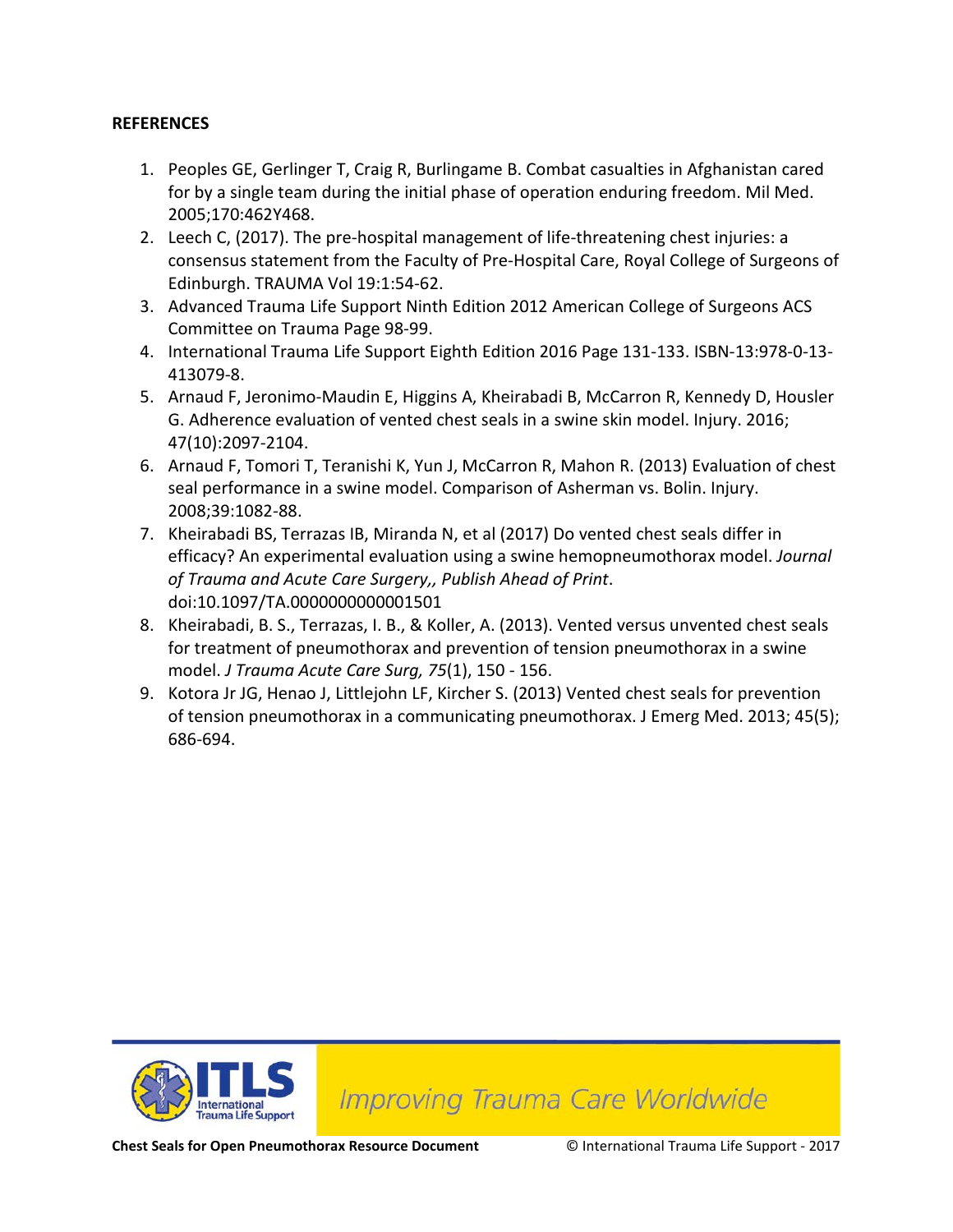**REFERENCES**

1. Peoples GE, Gerlinger T, Craig R, Burlingame B. Combat casualties in Afghanistan cared for by a single team during the initial phase of operation enduring freedom. Mil Med. 2005;170:462Y468.
2. Leech C, (2017). The pre-hospital management of life-threatening chest injuries: a consensus statement from the Faculty of Pre-Hospital Care, Royal College of Surgeons of Edinburgh. TRAUMA Vol 19:1:54-62.
3. Advanced Trauma Life Support Ninth Edition 2012 American College of Surgeons ACS Committee on Trauma Page 98-99.
4. International Trauma Life Support Eighth Edition 2016 Page 131-133. ISBN-13:978-0-13-413079-8.
5. Arnaud F, Jeronimo-Maudin E, Higgins A, Kheirabadi B, McCarron R, Kennedy D, Housler G. Adherence evaluation of vented chest seals in a swine skin model. Injury. 2016; 47(10):2097-2104.
6. Arnaud F, Tomori T, Teranishi K, Yun J, McCarron R, Mahon R. (2013) Evaluation of chest seal performance in a swine model. Comparison of Asherman vs. Bolin. Injury. 2008;39:1082-88.
7. Kheirabadi BS, Terrazas IB, Miranda N, et al (2017) Do vented chest seals differ in efficacy? An experimental evaluation using a swine hemopneumothorax model. *Journal of Trauma and Acute Care Surgery,, Publish Ahead of Print*. doi:10.1097/TA.0000000000001501
8. Kheirabadi, B. S., Terrazas, I. B., & Koller, A. (2013). Vented versus unvented chest seals for treatment of pneumothorax and prevention of tension pneumothorax in a swine model. *J Trauma Acute Care Surg, 75*(1), 150 - 156.
9. Kotora Jr JG, Henao J, Littlejohn LF, Kircher S. (2013) Vented chest seals for prevention of tension pneumothorax in a communicating pneumothorax. J Emerg Med. 2013; 45(5); 686-694.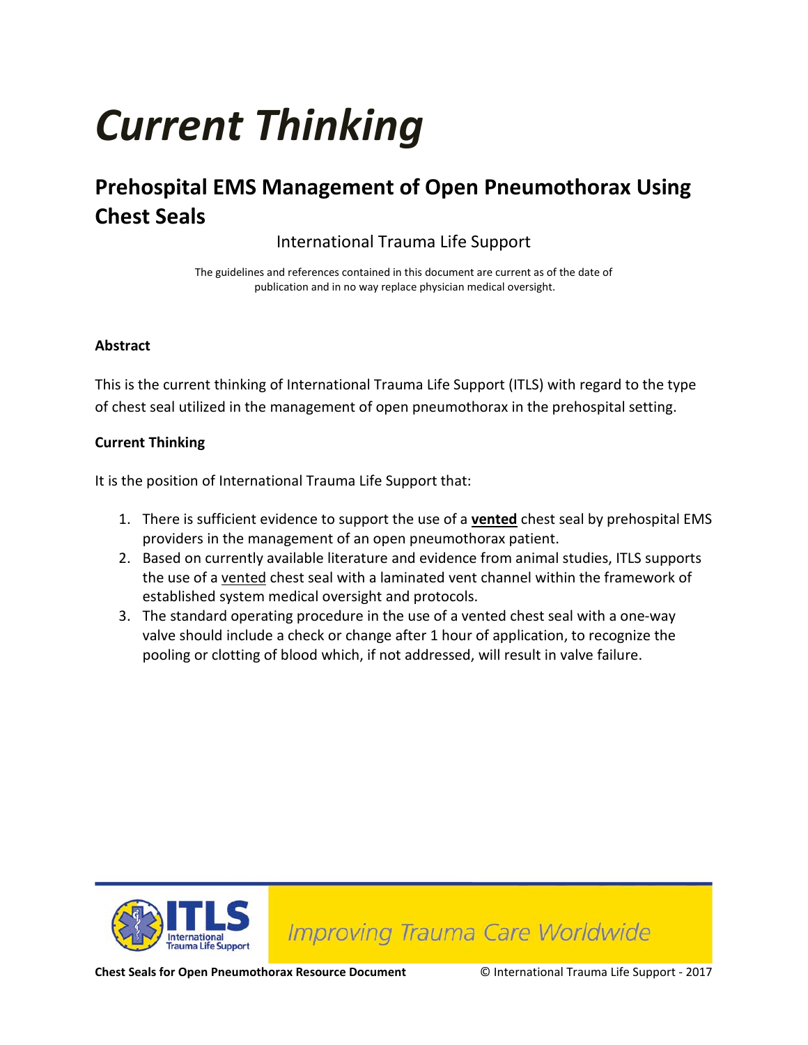# *Current Thinking*

## Prehospital EMS Management of Open Pneumothorax Using Chest Seals

International Trauma Life Support

The guidelines and references contained in this document are current as of the date of publication and in no way replace physician medical oversight.

**Abstract**

This is the current thinking of International Trauma Life Support (ITLS) with regard to the type of chest seal utilized in the management of open pneumothorax in the prehospital setting.

**Current Thinking**

It is the position of International Trauma Life Support that:

1. There is sufficient evidence to support the use of a **vented** chest seal by prehospital EMS providers in the management of an open pneumothorax patient.
2. Based on currently available literature and evidence from animal studies, ITLS supports the use of a vented chest seal with a laminated vent channel within the framework of established system medical oversight and protocols.
3. The standard operating procedure in the use of a vented chest seal with a one-way valve should include a check or change after 1 hour of application, to recognize the pooling or clotting of blood which, if not addressed, will result in valve failure.

ITLS International Trauma Life Support

Improving Trauma Care Worldwide

**Chest Seals for Open Pneumothorax Resource Document** © International Trauma Life Support - 2017